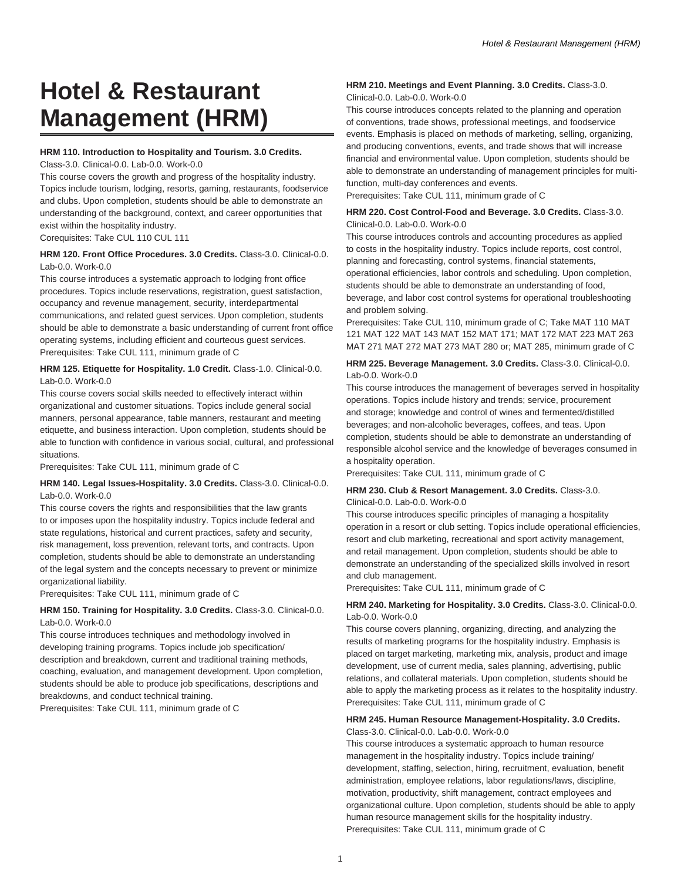# Hotel & Restaurant Management (HRM)

**HRM 110. Introduction to Hospitality and Tourism. 3.0 Credits.**
Class-3.0. Clinical-0.0. Lab-0.0. Work-0.0
This course covers the growth and progress of the hospitality industry. Topics include tourism, lodging, resorts, gaming, restaurants, foodservice and clubs. Upon completion, students should be able to demonstrate an understanding of the background, context, and career opportunities that exist within the hospitality industry.
Corequisites: Take CUL 110 CUL 111

**HRM 120. Front Office Procedures. 3.0 Credits.** Class-3.0. Clinical-0.0. Lab-0.0. Work-0.0
This course introduces a systematic approach to lodging front office procedures. Topics include reservations, registration, guest satisfaction, occupancy and revenue management, security, interdepartmental communications, and related guest services. Upon completion, students should be able to demonstrate a basic understanding of current front office operating systems, including efficient and courteous guest services.
Prerequisites: Take CUL 111, minimum grade of C

**HRM 125. Etiquette for Hospitality. 1.0 Credit.** Class-1.0. Clinical-0.0. Lab-0.0. Work-0.0
This course covers social skills needed to effectively interact within organizational and customer situations. Topics include general social manners, personal appearance, table manners, restaurant and meeting etiquette, and business interaction. Upon completion, students should be able to function with confidence in various social, cultural, and professional situations.
Prerequisites: Take CUL 111, minimum grade of C

**HRM 140. Legal Issues-Hospitality. 3.0 Credits.** Class-3.0. Clinical-0.0. Lab-0.0. Work-0.0
This course covers the rights and responsibilities that the law grants to or imposes upon the hospitality industry. Topics include federal and state regulations, historical and current practices, safety and security, risk management, loss prevention, relevant torts, and contracts. Upon completion, students should be able to demonstrate an understanding of the legal system and the concepts necessary to prevent or minimize organizational liability.
Prerequisites: Take CUL 111, minimum grade of C

**HRM 150. Training for Hospitality. 3.0 Credits.** Class-3.0. Clinical-0.0. Lab-0.0. Work-0.0
This course introduces techniques and methodology involved in developing training programs. Topics include job specification/ description and breakdown, current and traditional training methods, coaching, evaluation, and management development. Upon completion, students should be able to produce job specifications, descriptions and breakdowns, and conduct technical training.
Prerequisites: Take CUL 111, minimum grade of C

**HRM 210. Meetings and Event Planning. 3.0 Credits.** Class-3.0. Clinical-0.0. Lab-0.0. Work-0.0
This course introduces concepts related to the planning and operation of conventions, trade shows, professional meetings, and foodservice events. Emphasis is placed on methods of marketing, selling, organizing, and producing conventions, events, and trade shows that will increase financial and environmental value. Upon completion, students should be able to demonstrate an understanding of management principles for multi-function, multi-day conferences and events.
Prerequisites: Take CUL 111, minimum grade of C

**HRM 220. Cost Control-Food and Beverage. 3.0 Credits.** Class-3.0. Clinical-0.0. Lab-0.0. Work-0.0
This course introduces controls and accounting procedures as applied to costs in the hospitality industry. Topics include reports, cost control, planning and forecasting, control systems, financial statements, operational efficiencies, labor controls and scheduling. Upon completion, students should be able to demonstrate an understanding of food, beverage, and labor cost control systems for operational troubleshooting and problem solving.
Prerequisites: Take CUL 110, minimum grade of C; Take MAT 110 MAT 121 MAT 122 MAT 143 MAT 152 MAT 171; MAT 172 MAT 223 MAT 263 MAT 271 MAT 272 MAT 273 MAT 280 or; MAT 285, minimum grade of C

**HRM 225. Beverage Management. 3.0 Credits.** Class-3.0. Clinical-0.0. Lab-0.0. Work-0.0
This course introduces the management of beverages served in hospitality operations. Topics include history and trends; service, procurement and storage; knowledge and control of wines and fermented/distilled beverages; and non-alcoholic beverages, coffees, and teas. Upon completion, students should be able to demonstrate an understanding of responsible alcohol service and the knowledge of beverages consumed in a hospitality operation.
Prerequisites: Take CUL 111, minimum grade of C

**HRM 230. Club & Resort Management. 3.0 Credits.** Class-3.0. Clinical-0.0. Lab-0.0. Work-0.0
This course introduces specific principles of managing a hospitality operation in a resort or club setting. Topics include operational efficiencies, resort and club marketing, recreational and sport activity management, and retail management. Upon completion, students should be able to demonstrate an understanding of the specialized skills involved in resort and club management.
Prerequisites: Take CUL 111, minimum grade of C

**HRM 240. Marketing for Hospitality. 3.0 Credits.** Class-3.0. Clinical-0.0. Lab-0.0. Work-0.0
This course covers planning, organizing, directing, and analyzing the results of marketing programs for the hospitality industry. Emphasis is placed on target marketing, marketing mix, analysis, product and image development, use of current media, sales planning, advertising, public relations, and collateral materials. Upon completion, students should be able to apply the marketing process as it relates to the hospitality industry.
Prerequisites: Take CUL 111, minimum grade of C

**HRM 245. Human Resource Management-Hospitality. 3.0 Credits.** Class-3.0. Clinical-0.0. Lab-0.0. Work-0.0
This course introduces a systematic approach to human resource management in the hospitality industry. Topics include training/ development, staffing, selection, hiring, recruitment, evaluation, benefit administration, employee relations, labor regulations/laws, discipline, motivation, productivity, shift management, contract employees and organizational culture. Upon completion, students should be able to apply human resource management skills for the hospitality industry.
Prerequisites: Take CUL 111, minimum grade of C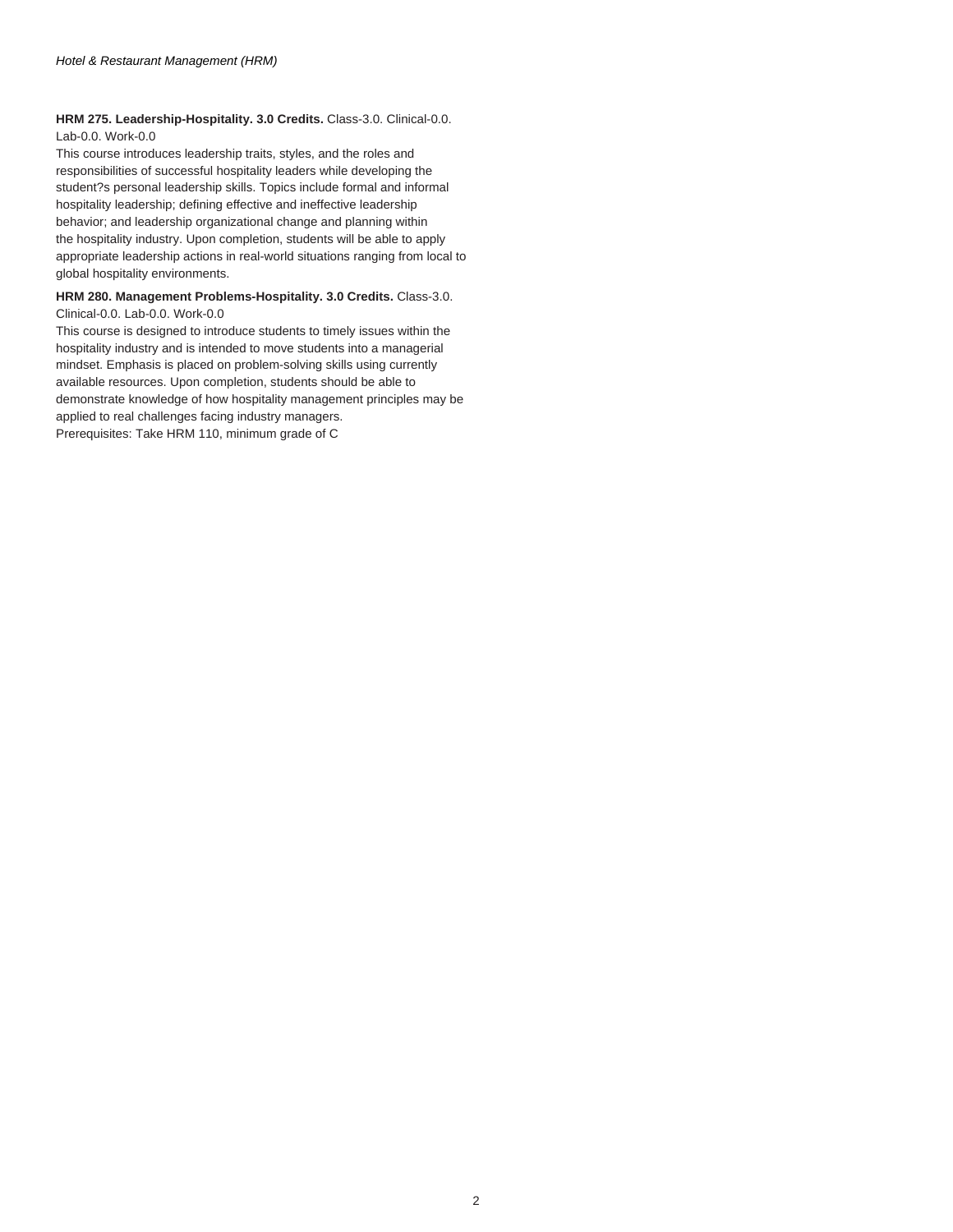**HRM 275. Leadership-Hospitality. 3.0 Credits.** Class-3.0. Clinical-0.0. Lab-0.0. Work-0.0

This course introduces leadership traits, styles, and the roles and responsibilities of successful hospitality leaders while developing the student?s personal leadership skills. Topics include formal and informal hospitality leadership; defining effective and ineffective leadership behavior; and leadership organizational change and planning within the hospitality industry. Upon completion, students will be able to apply appropriate leadership actions in real-world situations ranging from local to global hospitality environments.

**HRM 280. Management Problems-Hospitality. 3.0 Credits.** Class-3.0. Clinical-0.0. Lab-0.0. Work-0.0

This course is designed to introduce students to timely issues within the hospitality industry and is intended to move students into a managerial mindset. Emphasis is placed on problem-solving skills using currently available resources. Upon completion, students should be able to demonstrate knowledge of how hospitality management principles may be applied to real challenges facing industry managers.

Prerequisites: Take HRM 110, minimum grade of C